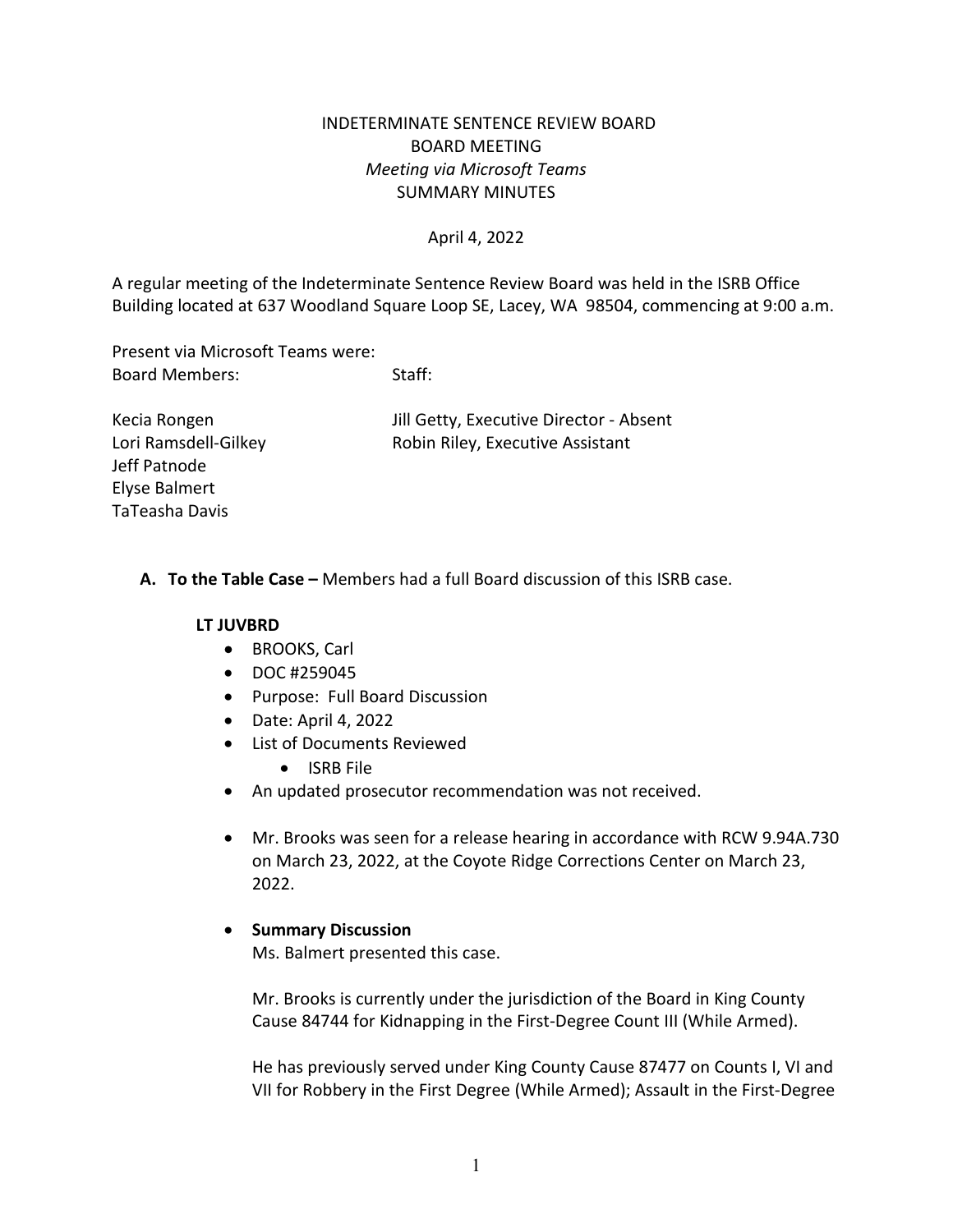# INDETERMINATE SENTENCE REVIEW BOARD
## BOARD MEETING
*Meeting via Microsoft Teams*
SUMMARY MINUTES

April 4, 2022

A regular meeting of the Indeterminate Sentence Review Board was held in the ISRB Office Building located at 637 Woodland Square Loop SE, Lacey, WA 98504, commencing at 9:00 a.m.

Present via Microsoft Teams were:

| Board Members: | Staff: |
|---|---|
| Kecia Rongen | Jill Getty, Executive Director - Absent |
| Lori Ramsdell-Gilkey | Robin Riley, Executive Assistant |
| Jeff Patnode | |
| Elyse Balmert | |
| TaTeasha Davis | |

**A. To the Table Case –** Members had a full Board discussion of this ISRB case.

**LT JUVBRD**

- BROOKS, Carl
- DOC #259045
- Purpose: Full Board Discussion
- Date: April 4, 2022
- List of Documents Reviewed
  - ISRB File
- An updated prosecutor recommendation was not received.
- Mr. Brooks was seen for a release hearing in accordance with RCW 9.94A.730 on March 23, 2022, at the Coyote Ridge Corrections Center on March 23, 2022.
- **Summary Discussion**

  Ms. Balmert presented this case.

  Mr. Brooks is currently under the jurisdiction of the Board in King County Cause 84744 for Kidnapping in the First-Degree Count III (While Armed).

  He has previously served under King County Cause 87477 on Counts I, VI and VII for Robbery in the First Degree (While Armed); Assault in the First-Degree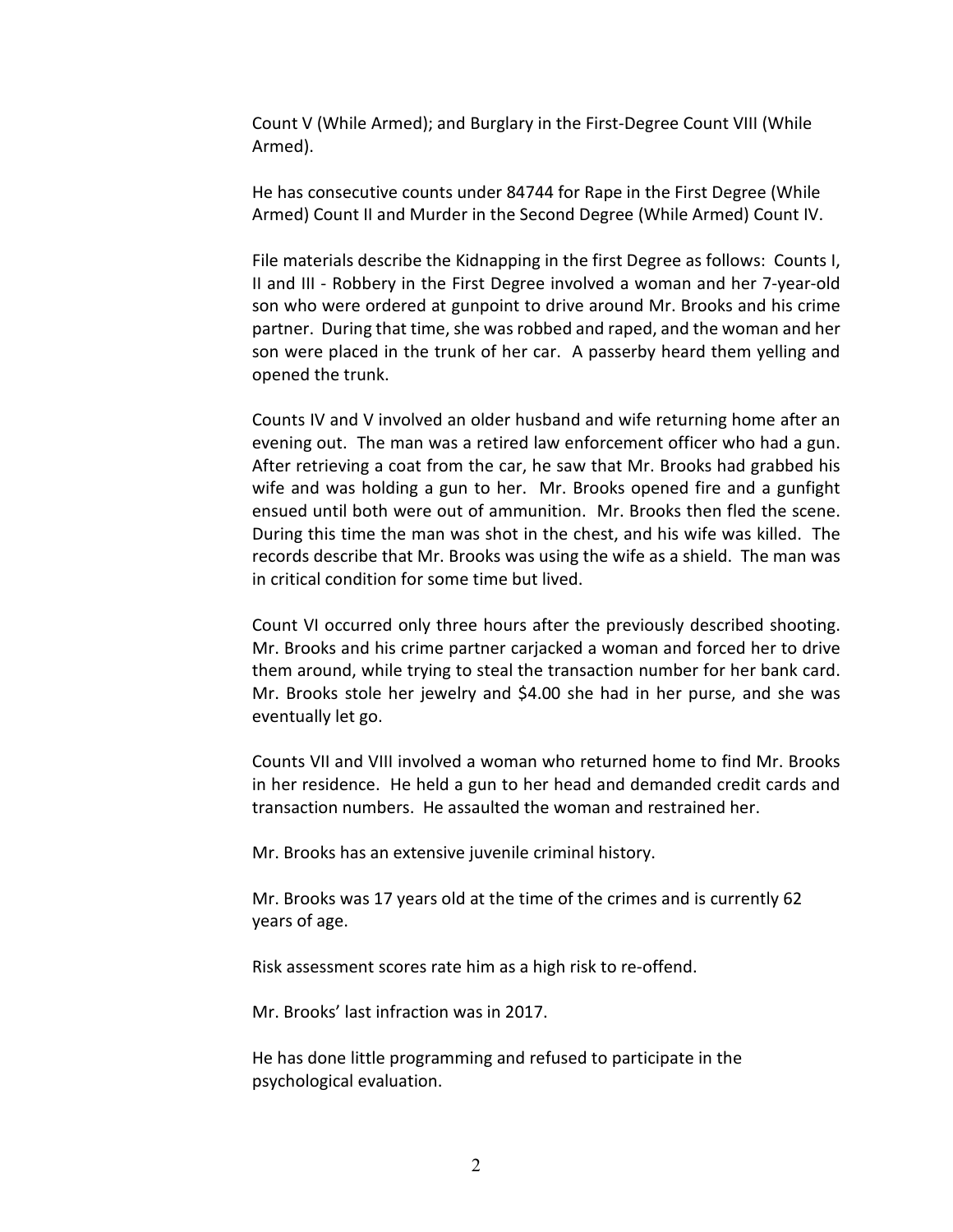Count V (While Armed); and Burglary in the First-Degree Count VIII (While Armed).

He has consecutive counts under 84744 for Rape in the First Degree (While Armed) Count II and Murder in the Second Degree (While Armed) Count IV.

File materials describe the Kidnapping in the first Degree as follows: Counts I, II and III - Robbery in the First Degree involved a woman and her 7-year-old son who were ordered at gunpoint to drive around Mr. Brooks and his crime partner. During that time, she was robbed and raped, and the woman and her son were placed in the trunk of her car. A passerby heard them yelling and opened the trunk.

Counts IV and V involved an older husband and wife returning home after an evening out. The man was a retired law enforcement officer who had a gun. After retrieving a coat from the car, he saw that Mr. Brooks had grabbed his wife and was holding a gun to her. Mr. Brooks opened fire and a gunfight ensued until both were out of ammunition. Mr. Brooks then fled the scene. During this time the man was shot in the chest, and his wife was killed. The records describe that Mr. Brooks was using the wife as a shield. The man was in critical condition for some time but lived.

Count VI occurred only three hours after the previously described shooting. Mr. Brooks and his crime partner carjacked a woman and forced her to drive them around, while trying to steal the transaction number for her bank card. Mr. Brooks stole her jewelry and $4.00 she had in her purse, and she was eventually let go.

Counts VII and VIII involved a woman who returned home to find Mr. Brooks in her residence. He held a gun to her head and demanded credit cards and transaction numbers. He assaulted the woman and restrained her.

Mr. Brooks has an extensive juvenile criminal history.

Mr. Brooks was 17 years old at the time of the crimes and is currently 62 years of age.

Risk assessment scores rate him as a high risk to re-offend.

Mr. Brooks' last infraction was in 2017.

He has done little programming and refused to participate in the psychological evaluation.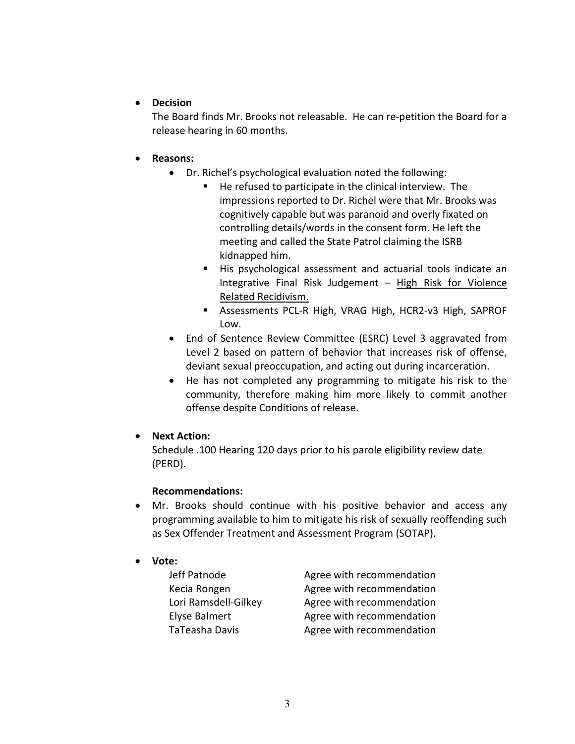- **Decision**

  The Board finds Mr. Brooks not releasable. He can re-petition the Board for a release hearing in 60 months.

- **Reasons:**
  - Dr. Richel's psychological evaluation noted the following:
    - He refused to participate in the clinical interview. The impressions reported to Dr. Richel were that Mr. Brooks was cognitively capable but was paranoid and overly fixated on controlling details/words in the consent form. He left the meeting and called the State Patrol claiming the ISRB kidnapped him.
    - His psychological assessment and actuarial tools indicate an Integrative Final Risk Judgement – <u>High Risk for Violence Related Recidivism.</u>
    - Assessments PCL-R High, VRAG High, HCR2-v3 High, SAPROF Low.
  - End of Sentence Review Committee (ESRC) Level 3 aggravated from Level 2 based on pattern of behavior that increases risk of offense, deviant sexual preoccupation, and acting out during incarceration.
  - He has not completed any programming to mitigate his risk to the community, therefore making him more likely to commit another offense despite Conditions of release.

- **Next Action:**

  Schedule .100 Hearing 120 days prior to his parole eligibility review date (PERD).

  **Recommendations:**

- Mr. Brooks should continue with his positive behavior and access any programming available to him to mitigate his risk of sexually reoffending such as Sex Offender Treatment and Assessment Program (SOTAP).

- **Vote:**

| | |
|---|---|
| Jeff Patnode | Agree with recommendation |
| Kecia Rongen | Agree with recommendation |
| Lori Ramsdell-Gilkey | Agree with recommendation |
| Elyse Balmert | Agree with recommendation |
| TaTeasha Davis | Agree with recommendation |